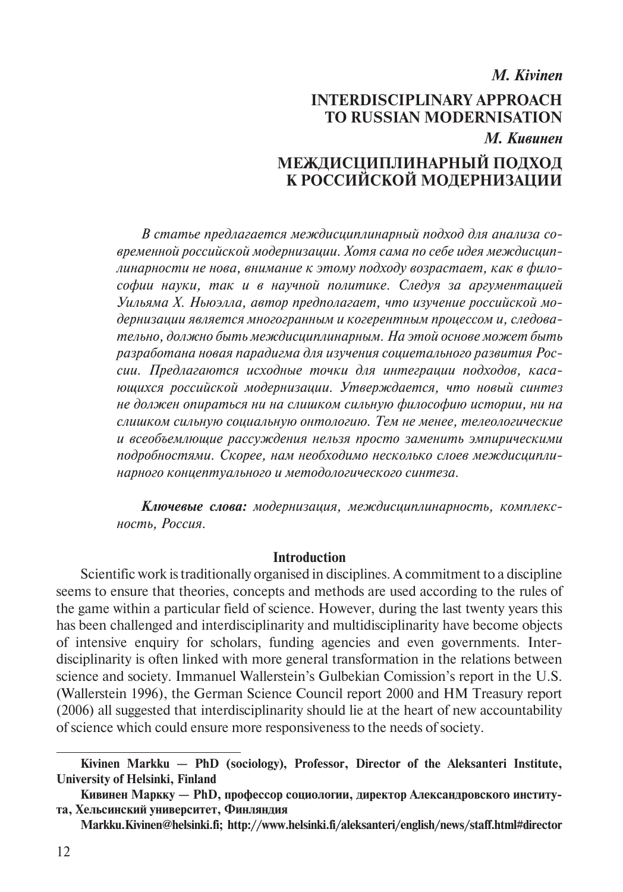***M. Kivinen***

# INTERDISCIPLINARY APPROACH TO RUSSIAN MODERNISATION

***М. Кивинен***

# МЕЖДИСЦИПЛИНАРНЫЙ ПОДХОД К РОССИЙСКОЙ МОДЕРНИЗАЦИИ

*В статье предлагается междисциплинарный подход для анализа современной российской модернизации. Хотя сама по себе идея междисциплинарности не нова, внимание к этому подходу возрастает, как в философии науки, так и в научной политике. Следуя за аргументацией Уильяма Х. Ньюэлла, автор предполагает, что изучение российской модернизации является многогранным и когерентным процессом и, следовательно, должно быть междисциплинарным. На этой основе может быть разработана новая парадигма для изучения социетального развития России. Предлагаются исходные точки для интеграции подходов, касающихся российской модернизации. Утверждается, что новый синтез не должен опираться ни на слишком сильную философию истории, ни на слишком сильную социальную онтологию. Тем не менее, телеологические и всеобъемлющие рассуждения нельзя просто заменить эмпирическими подробностями. Скорее, нам необходимо несколько слоев междисциплинарного концептуального и методологического синтеза.*

***Ключевые слова:*** *модернизация, междисциплинарность, комплексность, Россия.*

## Introduction

Scientific work is traditionally organised in disciplines. A commitment to a discipline seems to ensure that theories, concepts and methods are used according to the rules of the game within a particular field of science. However, during the last twenty years this has been challenged and interdisciplinarity and multidisciplinarity have become objects of intensive enquiry for scholars, funding agencies and even governments. Interdisciplinarity is often linked with more general transformation in the relations between science and society. Immanuel Wallerstein's Gulbekian Comission's report in the U.S. (Wallerstein 1996), the German Science Council report 2000 and HM Treasury report (2006) all suggested that interdisciplinarity should lie at the heart of new accountability of science which could ensure more responsiveness to the needs of society.

---

**Kivinen Markku — PhD (sociology), Professor, Director of the Aleksanteri Institute, University of Helsinki, Finland**

**Кивинен Маркку — PhD, профессор социологии, директор Александровского института, Хельсинский университет, Финляндия**

**Markku.Kivinen@helsinki.fi; http://www.helsinki.fi/aleksanteri/english/news/staff.html#director**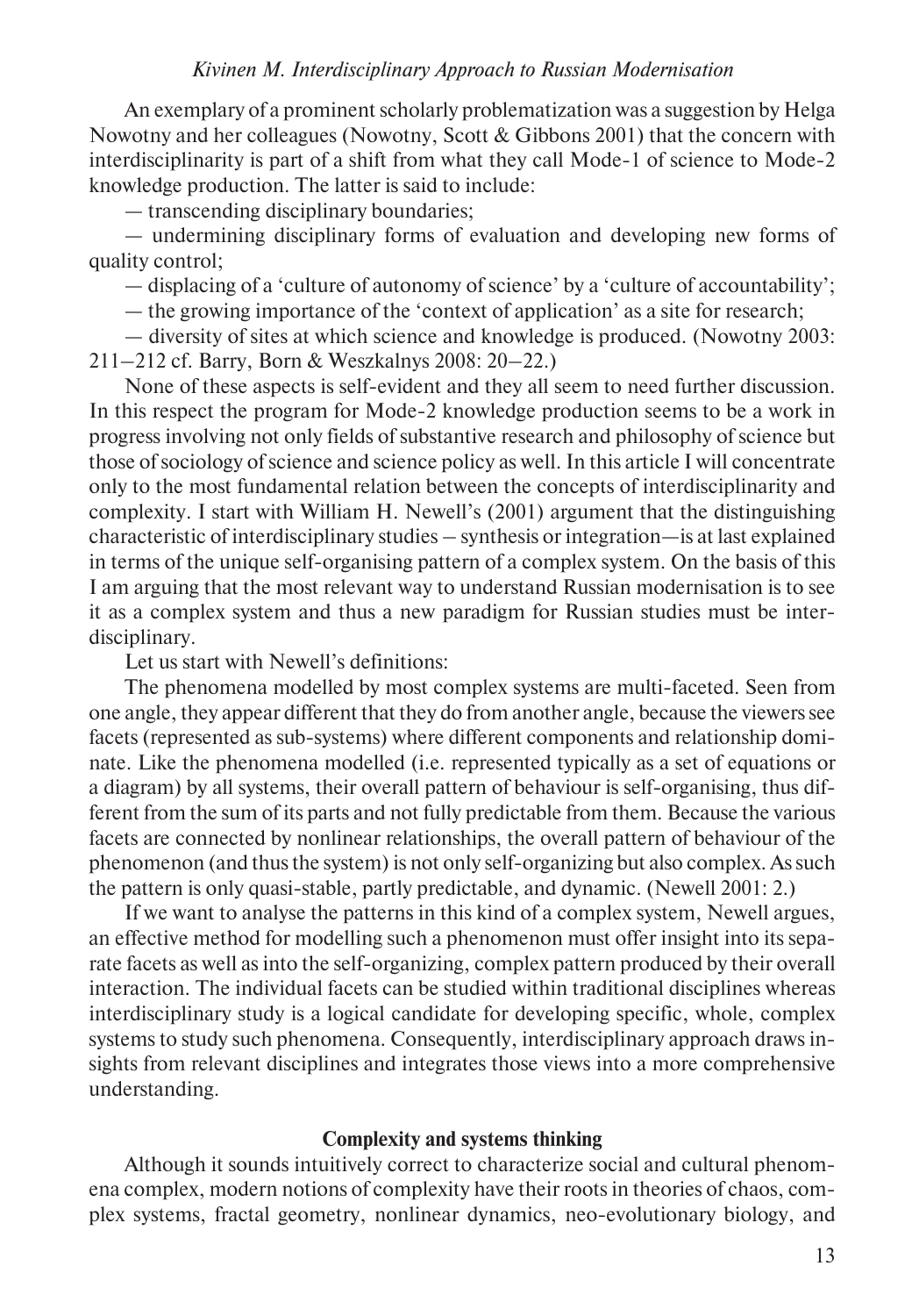An exemplary of a prominent scholarly problematization was a suggestion by Helga Nowotny and her colleagues (Nowotny, Scott & Gibbons 2001) that the concern with interdisciplinarity is part of a shift from what they call Mode-1 of science to Mode-2 knowledge production. The latter is said to include:

— transcending disciplinary boundaries;

— undermining disciplinary forms of evaluation and developing new forms of quality control;

— displacing of a 'culture of autonomy of science' by a 'culture of accountability';

— the growing importance of the 'context of application' as a site for research;

— diversity of sites at which science and knowledge is produced. (Nowotny 2003: 211–212 cf. Barry, Born & Weszkalnys 2008: 20–22.)

None of these aspects is self-evident and they all seem to need further discussion. In this respect the program for Mode-2 knowledge production seems to be a work in progress involving not only fields of substantive research and philosophy of science but those of sociology of science and science policy as well. In this article I will concentrate only to the most fundamental relation between the concepts of interdisciplinarity and complexity. I start with William H. Newell's (2001) argument that the distinguishing characteristic of interdisciplinary studies – synthesis or integration—is at last explained in terms of the unique self-organising pattern of a complex system. On the basis of this I am arguing that the most relevant way to understand Russian modernisation is to see it as a complex system and thus a new paradigm for Russian studies must be interdisciplinary.

Let us start with Newell's definitions:

The phenomena modelled by most complex systems are multi-faceted. Seen from one angle, they appear different that they do from another angle, because the viewers see facets (represented as sub-systems) where different components and relationship dominate. Like the phenomena modelled (i.e. represented typically as a set of equations or a diagram) by all systems, their overall pattern of behaviour is self-organising, thus different from the sum of its parts and not fully predictable from them. Because the various facets are connected by nonlinear relationships, the overall pattern of behaviour of the phenomenon (and thus the system) is not only self-organizing but also complex. As such the pattern is only quasi-stable, partly predictable, and dynamic. (Newell 2001: 2.)

If we want to analyse the patterns in this kind of a complex system, Newell argues, an effective method for modelling such a phenomenon must offer insight into its separate facets as well as into the self-organizing, complex pattern produced by their overall interaction. The individual facets can be studied within traditional disciplines whereas interdisciplinary study is a logical candidate for developing specific, whole, complex systems to study such phenomena. Consequently, interdisciplinary approach draws insights from relevant disciplines and integrates those views into a more comprehensive understanding.

## Complexity and systems thinking

Although it sounds intuitively correct to characterize social and cultural phenomena complex, modern notions of complexity have their roots in theories of chaos, complex systems, fractal geometry, nonlinear dynamics, neo-evolutionary biology, and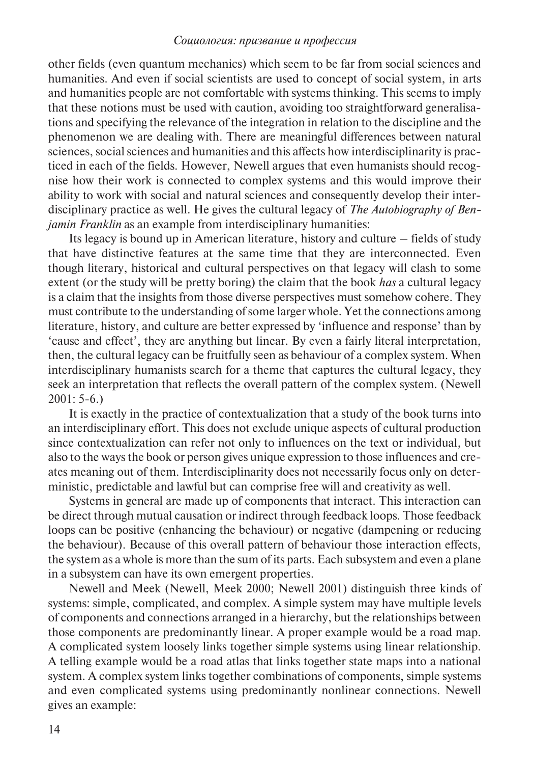other fields (even quantum mechanics) which seem to be far from social sciences and humanities. And even if social scientists are used to concept of social system, in arts and humanities people are not comfortable with systems thinking. This seems to imply that these notions must be used with caution, avoiding too straightforward generalisations and specifying the relevance of the integration in relation to the discipline and the phenomenon we are dealing with. There are meaningful differences between natural sciences, social sciences and humanities and this affects how interdisciplinarity is practiced in each of the fields. However, Newell argues that even humanists should recognise how their work is connected to complex systems and this would improve their ability to work with social and natural sciences and consequently develop their interdisciplinary practice as well. He gives the cultural legacy of *The Autobiography of Benjamin Franklin* as an example from interdisciplinary humanities:

Its legacy is bound up in American literature, history and culture – fields of study that have distinctive features at the same time that they are interconnected. Even though literary, historical and cultural perspectives on that legacy will clash to some extent (or the study will be pretty boring) the claim that the book *has* a cultural legacy is a claim that the insights from those diverse perspectives must somehow cohere. They must contribute to the understanding of some larger whole. Yet the connections among literature, history, and culture are better expressed by 'influence and response' than by 'cause and effect', they are anything but linear. By even a fairly literal interpretation, then, the cultural legacy can be fruitfully seen as behaviour of a complex system. When interdisciplinary humanists search for a theme that captures the cultural legacy, they seek an interpretation that reflects the overall pattern of the complex system. (Newell 2001: 5-6.)

It is exactly in the practice of contextualization that a study of the book turns into an interdisciplinary effort. This does not exclude unique aspects of cultural production since contextualization can refer not only to influences on the text or individual, but also to the ways the book or person gives unique expression to those influences and creates meaning out of them. Interdisciplinarity does not necessarily focus only on deterministic, predictable and lawful but can comprise free will and creativity as well.

Systems in general are made up of components that interact. This interaction can be direct through mutual causation or indirect through feedback loops. Those feedback loops can be positive (enhancing the behaviour) or negative (dampening or reducing the behaviour). Because of this overall pattern of behaviour those interaction effects, the system as a whole is more than the sum of its parts. Each subsystem and even a plane in a subsystem can have its own emergent properties.

Newell and Meek (Newell, Meek 2000; Newell 2001) distinguish three kinds of systems: simple, complicated, and complex. A simple system may have multiple levels of components and connections arranged in a hierarchy, but the relationships between those components are predominantly linear. A proper example would be a road map. A complicated system loosely links together simple systems using linear relationship. A telling example would be a road atlas that links together state maps into a national system. A complex system links together combinations of components, simple systems and even complicated systems using predominantly nonlinear connections. Newell gives an example: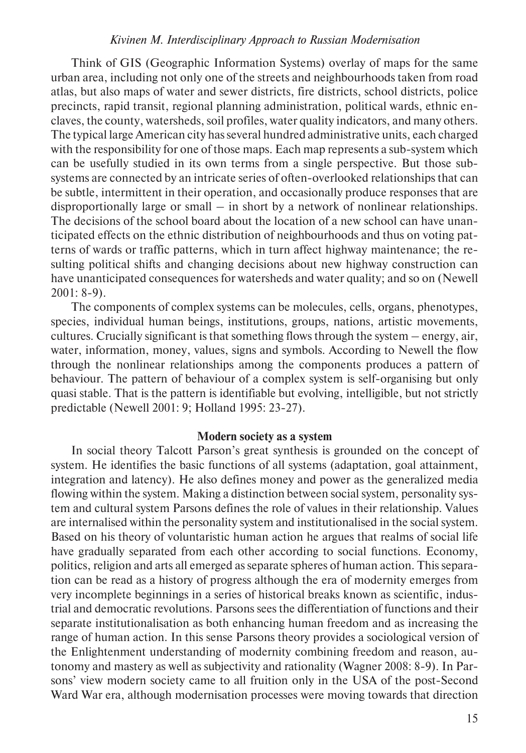Think of GIS (Geographic Information Systems) overlay of maps for the same urban area, including not only one of the streets and neighbourhoods taken from road atlas, but also maps of water and sewer districts, fire districts, school districts, police precincts, rapid transit, regional planning administration, political wards, ethnic enclaves, the county, watersheds, soil profiles, water quality indicators, and many others. The typical large American city has several hundred administrative units, each charged with the responsibility for one of those maps. Each map represents a sub-system which can be usefully studied in its own terms from a single perspective. But those subsystems are connected by an intricate series of often-overlooked relationships that can be subtle, intermittent in their operation, and occasionally produce responses that are disproportionally large or small – in short by a network of nonlinear relationships. The decisions of the school board about the location of a new school can have unanticipated effects on the ethnic distribution of neighbourhoods and thus on voting patterns of wards or traffic patterns, which in turn affect highway maintenance; the resulting political shifts and changing decisions about new highway construction can have unanticipated consequences for watersheds and water quality; and so on (Newell 2001: 8-9).

The components of complex systems can be molecules, cells, organs, phenotypes, species, individual human beings, institutions, groups, nations, artistic movements, cultures. Crucially significant is that something flows through the system – energy, air, water, information, money, values, signs and symbols. According to Newell the flow through the nonlinear relationships among the components produces a pattern of behaviour. The pattern of behaviour of a complex system is self-organising but only quasi stable. That is the pattern is identifiable but evolving, intelligible, but not strictly predictable (Newell 2001: 9; Holland 1995: 23-27).

## Modern society as a system

In social theory Talcott Parson's great synthesis is grounded on the concept of system. He identifies the basic functions of all systems (adaptation, goal attainment, integration and latency). He also defines money and power as the generalized media flowing within the system. Making a distinction between social system, personality system and cultural system Parsons defines the role of values in their relationship. Values are internalised within the personality system and institutionalised in the social system. Based on his theory of voluntaristic human action he argues that realms of social life have gradually separated from each other according to social functions. Economy, politics, religion and arts all emerged as separate spheres of human action. This separation can be read as a history of progress although the era of modernity emerges from very incomplete beginnings in a series of historical breaks known as scientific, industrial and democratic revolutions. Parsons sees the differentiation of functions and their separate institutionalisation as both enhancing human freedom and as increasing the range of human action. In this sense Parsons theory provides a sociological version of the Enlightenment understanding of modernity combining freedom and reason, autonomy and mastery as well as subjectivity and rationality (Wagner 2008: 8-9). In Parsons' view modern society came to all fruition only in the USA of the post-Second Ward War era, although modernisation processes were moving towards that direction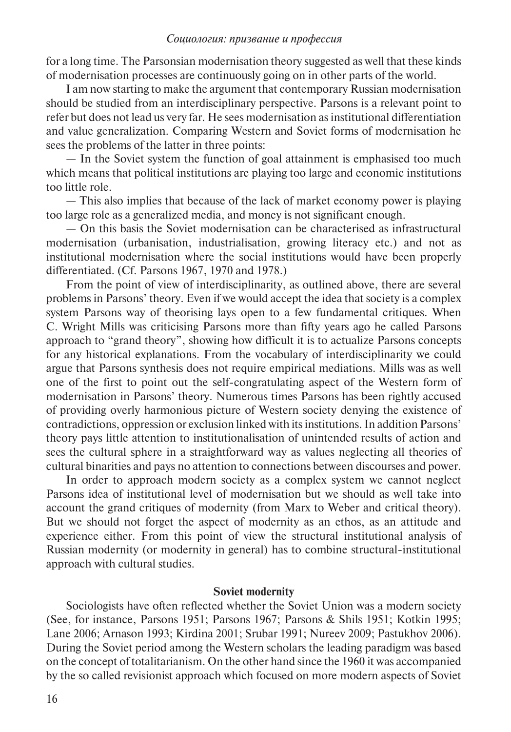for a long time. The Parsonsian modernisation theory suggested as well that these kinds of modernisation processes are continuously going on in other parts of the world.

I am now starting to make the argument that contemporary Russian modernisation should be studied from an interdisciplinary perspective. Parsons is a relevant point to refer but does not lead us very far. He sees modernisation as institutional differentiation and value generalization. Comparing Western and Soviet forms of modernisation he sees the problems of the latter in three points:

— In the Soviet system the function of goal attainment is emphasised too much which means that political institutions are playing too large and economic institutions too little role.

— This also implies that because of the lack of market economy power is playing too large role as a generalized media, and money is not significant enough.

— On this basis the Soviet modernisation can be characterised as infrastructural modernisation (urbanisation, industrialisation, growing literacy etc.) and not as institutional modernisation where the social institutions would have been properly differentiated. (Cf. Parsons 1967, 1970 and 1978.)

From the point of view of interdisciplinarity, as outlined above, there are several problems in Parsons' theory. Even if we would accept the idea that society is a complex system Parsons way of theorising lays open to a few fundamental critiques. When C. Wright Mills was criticising Parsons more than fifty years ago he called Parsons approach to "grand theory", showing how difficult it is to actualize Parsons concepts for any historical explanations. From the vocabulary of interdisciplinarity we could argue that Parsons synthesis does not require empirical mediations. Mills was as well one of the first to point out the self-congratulating aspect of the Western form of modernisation in Parsons' theory. Numerous times Parsons has been rightly accused of providing overly harmonious picture of Western society denying the existence of contradictions, oppression or exclusion linked with its institutions. In addition Parsons' theory pays little attention to institutionalisation of unintended results of action and sees the cultural sphere in a straightforward way as values neglecting all theories of cultural binarities and pays no attention to connections between discourses and power.

In order to approach modern society as a complex system we cannot neglect Parsons idea of institutional level of modernisation but we should as well take into account the grand critiques of modernity (from Marx to Weber and critical theory). But we should not forget the aspect of modernity as an ethos, as an attitude and experience either. From this point of view the structural institutional analysis of Russian modernity (or modernity in general) has to combine structural-institutional approach with cultural studies.

## Soviet modernity

Sociologists have often reflected whether the Soviet Union was a modern society (See, for instance, Parsons 1951; Parsons 1967; Parsons & Shils 1951; Kotkin 1995; Lane 2006; Arnason 1993; Kirdina 2001; Srubar 1991; Nureev 2009; Pastukhov 2006). During the Soviet period among the Western scholars the leading paradigm was based on the concept of totalitarianism. On the other hand since the 1960 it was accompanied by the so called revisionist approach which focused on more modern aspects of Soviet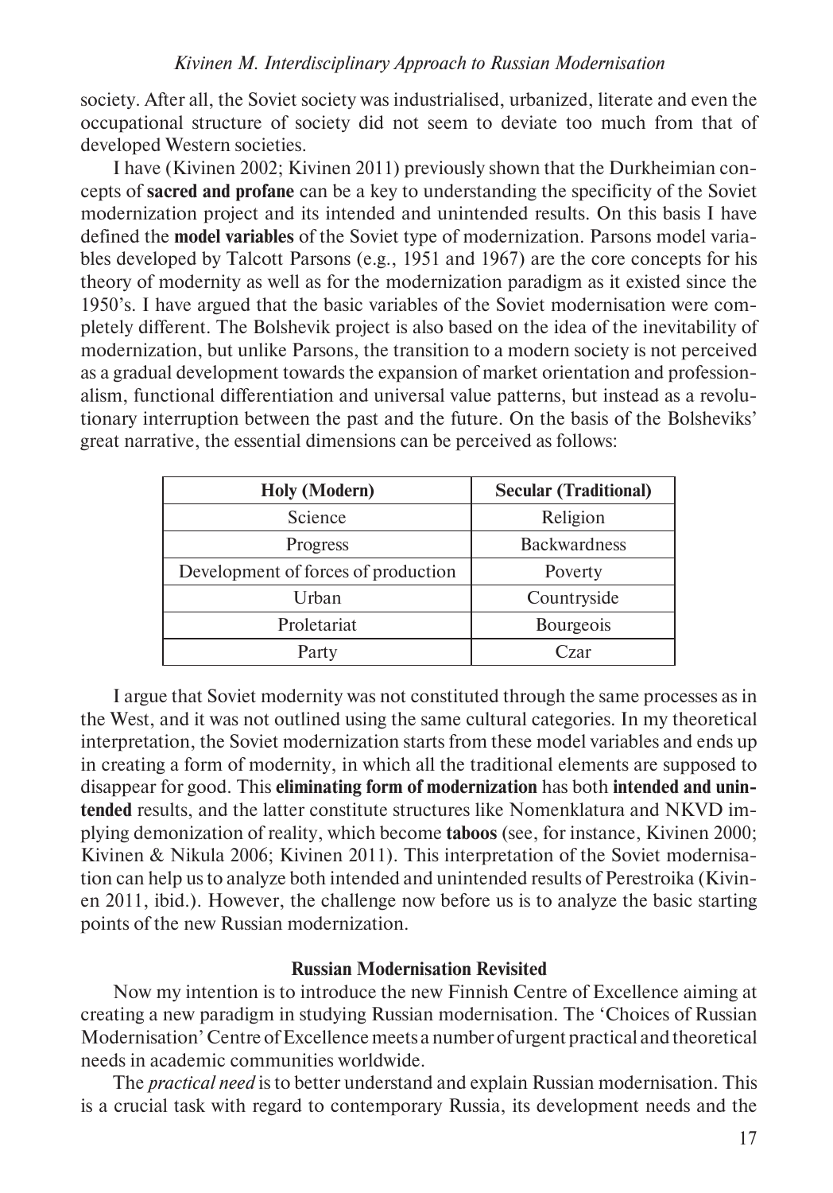society. After all, the Soviet society was industrialised, urbanized, literate and even the occupational structure of society did not seem to deviate too much from that of developed Western societies.

I have (Kivinen 2002; Kivinen 2011) previously shown that the Durkheimian concepts of **sacred and profane** can be a key to understanding the specificity of the Soviet modernization project and its intended and unintended results. On this basis I have defined the **model variables** of the Soviet type of modernization. Parsons model variables developed by Talcott Parsons (e.g., 1951 and 1967) are the core concepts for his theory of modernity as well as for the modernization paradigm as it existed since the 1950's. I have argued that the basic variables of the Soviet modernisation were completely different. The Bolshevik project is also based on the idea of the inevitability of modernization, but unlike Parsons, the transition to a modern society is not perceived as a gradual development towards the expansion of market orientation and professionalism, functional differentiation and universal value patterns, but instead as a revolutionary interruption between the past and the future. On the basis of the Bolsheviks' great narrative, the essential dimensions can be perceived as follows:

| **Holy (Modern)** | **Secular (Traditional)** |
|---|---|
| Science | Religion |
| Progress | Backwardness |
| Development of forces of production | Poverty |
| Urban | Countryside |
| Proletariat | Bourgeois |
| Party | Czar |

I argue that Soviet modernity was not constituted through the same processes as in the West, and it was not outlined using the same cultural categories. In my theoretical interpretation, the Soviet modernization starts from these model variables and ends up in creating a form of modernity, in which all the traditional elements are supposed to disappear for good. This **eliminating form of modernization** has both **intended and unintended** results, and the latter constitute structures like Nomenklatura and NKVD implying demonization of reality, which become **taboos** (see, for instance, Kivinen 2000; Kivinen & Nikula 2006; Kivinen 2011). This interpretation of the Soviet modernisation can help us to analyze both intended and unintended results of Perestroika (Kivinen 2011, ibid.). However, the challenge now before us is to analyze the basic starting points of the new Russian modernization.

### Russian Modernisation Revisited

Now my intention is to introduce the new Finnish Centre of Excellence aiming at creating a new paradigm in studying Russian modernisation. The 'Choices of Russian Modernisation' Centre of Excellence meets a number of urgent practical and theoretical needs in academic communities worldwide.

The *practical need* is to better understand and explain Russian modernisation. This is a crucial task with regard to contemporary Russia, its development needs and the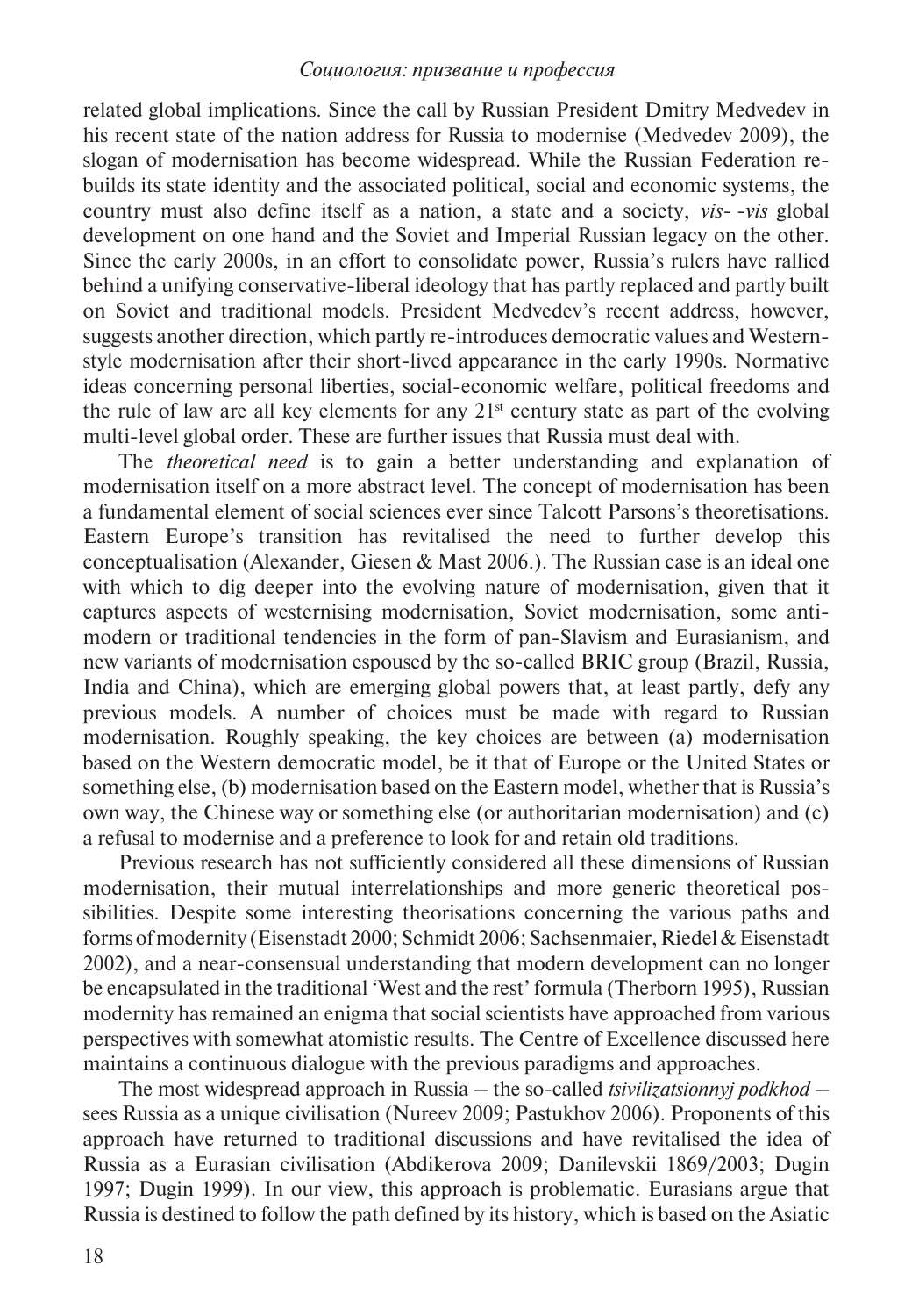related global implications. Since the call by Russian President Dmitry Medvedev in his recent state of the nation address for Russia to modernise (Medvedev 2009), the slogan of modernisation has become widespread. While the Russian Federation rebuilds its state identity and the associated political, social and economic systems, the country must also define itself as a nation, a state and a society, *vis- -vis* global development on one hand and the Soviet and Imperial Russian legacy on the other. Since the early 2000s, in an effort to consolidate power, Russia's rulers have rallied behind a unifying conservative-liberal ideology that has partly replaced and partly built on Soviet and traditional models. President Medvedev's recent address, however, suggests another direction, which partly re-introduces democratic values and Western-style modernisation after their short-lived appearance in the early 1990s. Normative ideas concerning personal liberties, social-economic welfare, political freedoms and the rule of law are all key elements for any 21st century state as part of the evolving multi-level global order. These are further issues that Russia must deal with.

The *theoretical need* is to gain a better understanding and explanation of modernisation itself on a more abstract level. The concept of modernisation has been a fundamental element of social sciences ever since Talcott Parsons's theoretisations. Eastern Europe's transition has revitalised the need to further develop this conceptualisation (Alexander, Giesen & Mast 2006.). The Russian case is an ideal one with which to dig deeper into the evolving nature of modernisation, given that it captures aspects of westernising modernisation, Soviet modernisation, some anti-modern or traditional tendencies in the form of pan-Slavism and Eurasianism, and new variants of modernisation espoused by the so-called BRIC group (Brazil, Russia, India and China), which are emerging global powers that, at least partly, defy any previous models. A number of choices must be made with regard to Russian modernisation. Roughly speaking, the key choices are between (a) modernisation based on the Western democratic model, be it that of Europe or the United States or something else, (b) modernisation based on the Eastern model, whether that is Russia's own way, the Chinese way or something else (or authoritarian modernisation) and (c) a refusal to modernise and a preference to look for and retain old traditions.

Previous research has not sufficiently considered all these dimensions of Russian modernisation, their mutual interrelationships and more generic theoretical possibilities. Despite some interesting theorisations concerning the various paths and forms of modernity (Eisenstadt 2000; Schmidt 2006; Sachsenmaier, Riedel & Eisenstadt 2002), and a near-consensual understanding that modern development can no longer be encapsulated in the traditional 'West and the rest' formula (Therborn 1995), Russian modernity has remained an enigma that social scientists have approached from various perspectives with somewhat atomistic results. The Centre of Excellence discussed here maintains a continuous dialogue with the previous paradigms and approaches.

The most widespread approach in Russia – the so-called *tsivilizatsionnyj podkhod* – sees Russia as a unique civilisation (Nureev 2009; Pastukhov 2006). Proponents of this approach have returned to traditional discussions and have revitalised the idea of Russia as a Eurasian civilisation (Abdikerova 2009; Danilevskii 1869/2003; Dugin 1997; Dugin 1999). In our view, this approach is problematic. Eurasians argue that Russia is destined to follow the path defined by its history, which is based on the Asiatic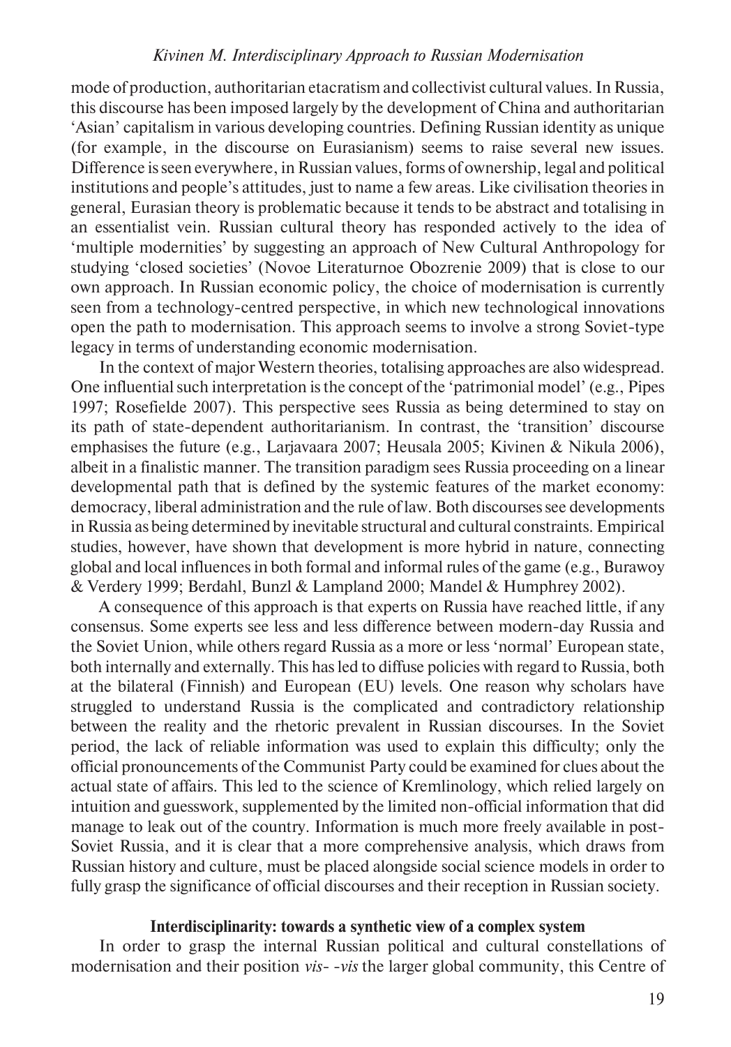mode of production, authoritarian etacratism and collectivist cultural values. In Russia, this discourse has been imposed largely by the development of China and authoritarian 'Asian' capitalism in various developing countries. Defining Russian identity as unique (for example, in the discourse on Eurasianism) seems to raise several new issues. Difference is seen everywhere, in Russian values, forms of ownership, legal and political institutions and people's attitudes, just to name a few areas. Like civilisation theories in general, Eurasian theory is problematic because it tends to be abstract and totalising in an essentialist vein. Russian cultural theory has responded actively to the idea of 'multiple modernities' by suggesting an approach of New Cultural Anthropology for studying 'closed societies' (Novoe Literaturnoe Obozrenie 2009) that is close to our own approach. In Russian economic policy, the choice of modernisation is currently seen from a technology-centred perspective, in which new technological innovations open the path to modernisation. This approach seems to involve a strong Soviet-type legacy in terms of understanding economic modernisation.

In the context of major Western theories, totalising approaches are also widespread. One influential such interpretation is the concept of the 'patrimonial model' (e.g., Pipes 1997; Rosefielde 2007). This perspective sees Russia as being determined to stay on its path of state-dependent authoritarianism. In contrast, the 'transition' discourse emphasises the future (e.g., Larjavaara 2007; Heusala 2005; Kivinen & Nikula 2006), albeit in a finalistic manner. The transition paradigm sees Russia proceeding on a linear developmental path that is defined by the systemic features of the market economy: democracy, liberal administration and the rule of law. Both discourses see developments in Russia as being determined by inevitable structural and cultural constraints. Empirical studies, however, have shown that development is more hybrid in nature, connecting global and local influences in both formal and informal rules of the game (e.g., Burawoy & Verdery 1999; Berdahl, Bunzl & Lampland 2000; Mandel & Humphrey 2002).

A consequence of this approach is that experts on Russia have reached little, if any consensus. Some experts see less and less difference between modern-day Russia and the Soviet Union, while others regard Russia as a more or less 'normal' European state, both internally and externally. This has led to diffuse policies with regard to Russia, both at the bilateral (Finnish) and European (EU) levels. One reason why scholars have struggled to understand Russia is the complicated and contradictory relationship between the reality and the rhetoric prevalent in Russian discourses. In the Soviet period, the lack of reliable information was used to explain this difficulty; only the official pronouncements of the Communist Party could be examined for clues about the actual state of affairs. This led to the science of Kremlinology, which relied largely on intuition and guesswork, supplemented by the limited non-official information that did manage to leak out of the country. Information is much more freely available in post-Soviet Russia, and it is clear that a more comprehensive analysis, which draws from Russian history and culture, must be placed alongside social science models in order to fully grasp the significance of official discourses and their reception in Russian society.

## Interdisciplinarity: towards a synthetic view of a complex system

In order to grasp the internal Russian political and cultural constellations of modernisation and their position *vis- -vis* the larger global community, this Centre of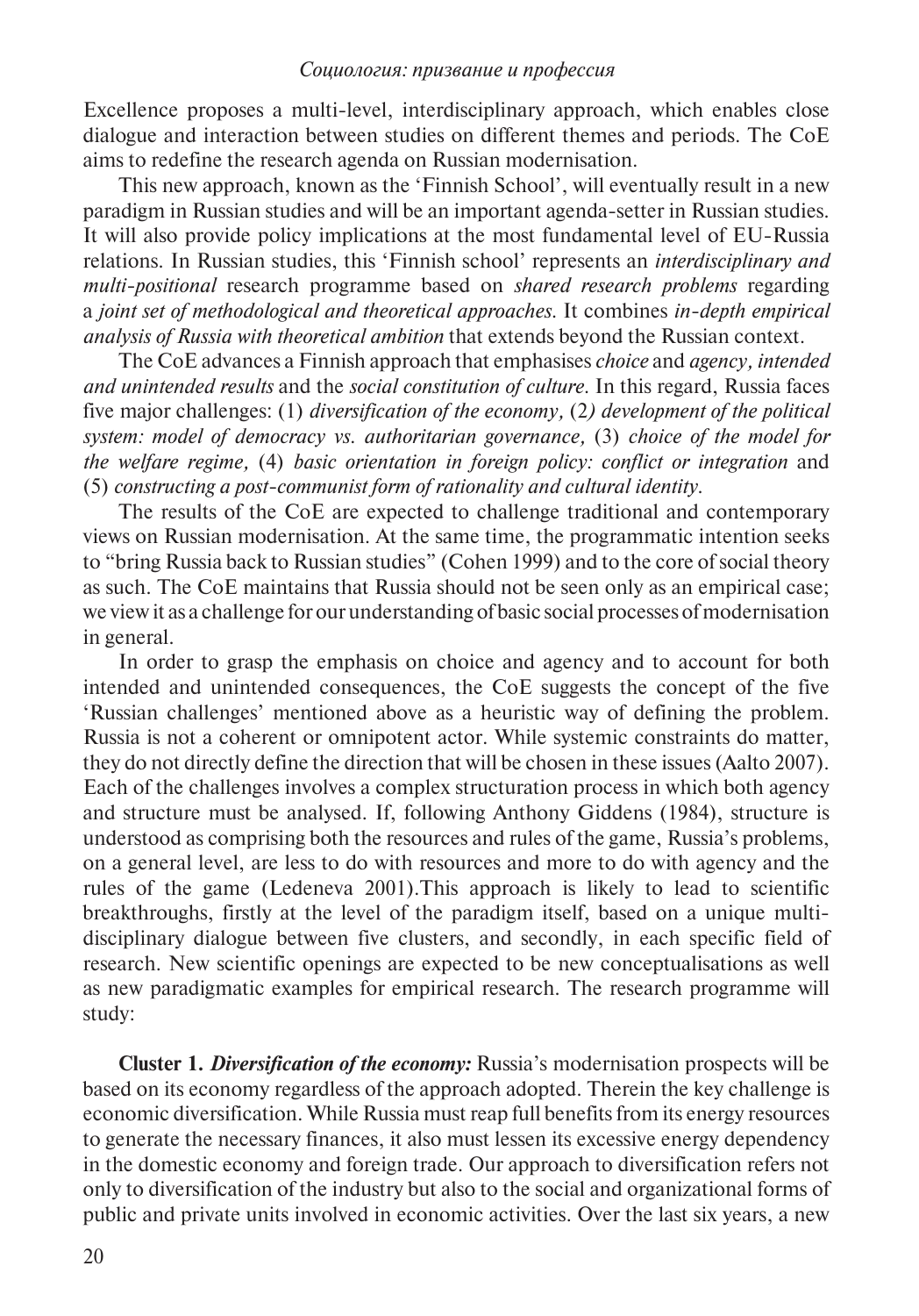Excellence proposes a multi-level, interdisciplinary approach, which enables close dialogue and interaction between studies on different themes and periods. The CoE aims to redefine the research agenda on Russian modernisation.

This new approach, known as the 'Finnish School', will eventually result in a new paradigm in Russian studies and will be an important agenda-setter in Russian studies. It will also provide policy implications at the most fundamental level of EU-Russia relations. In Russian studies, this 'Finnish school' represents an *interdisciplinary and multi-positional* research programme based on *shared research problems* regarding a *joint set of methodological and theoretical approaches*. It combines *in-depth empirical analysis of Russia with theoretical ambition* that extends beyond the Russian context.

The CoE advances a Finnish approach that emphasises *choice* and *agency, intended and unintended results* and the *social constitution of culture*. In this regard, Russia faces five major challenges: (1) *diversification of the economy,* (2*) development of the political system: model of democracy vs. authoritarian governance,* (3) *choice of the model for the welfare regime,* (4) *basic orientation in foreign policy: conflict or integration* and (5) *constructing a post-communist form of rationality and cultural identity*.

The results of the CoE are expected to challenge traditional and contemporary views on Russian modernisation. At the same time, the programmatic intention seeks to "bring Russia back to Russian studies" (Cohen 1999) and to the core of social theory as such. The CoE maintains that Russia should not be seen only as an empirical case; we view it as a challenge for our understanding of basic social processes of modernisation in general.

In order to grasp the emphasis on choice and agency and to account for both intended and unintended consequences, the CoE suggests the concept of the five 'Russian challenges' mentioned above as a heuristic way of defining the problem. Russia is not a coherent or omnipotent actor. While systemic constraints do matter, they do not directly define the direction that will be chosen in these issues (Aalto 2007). Each of the challenges involves a complex structuration process in which both agency and structure must be analysed. If, following Anthony Giddens (1984), structure is understood as comprising both the resources and rules of the game, Russia's problems, on a general level, are less to do with resources and more to do with agency and the rules of the game (Ledeneva 2001).This approach is likely to lead to scientific breakthroughs, firstly at the level of the paradigm itself, based on a unique multi-disciplinary dialogue between five clusters, and secondly, in each specific field of research. New scientific openings are expected to be new conceptualisations as well as new paradigmatic examples for empirical research. The research programme will study:

**Cluster 1.** ***Diversification of the economy:*** Russia's modernisation prospects will be based on its economy regardless of the approach adopted. Therein the key challenge is economic diversification. While Russia must reap full benefits from its energy resources to generate the necessary finances, it also must lessen its excessive energy dependency in the domestic economy and foreign trade. Our approach to diversification refers not only to diversification of the industry but also to the social and organizational forms of public and private units involved in economic activities. Over the last six years, a new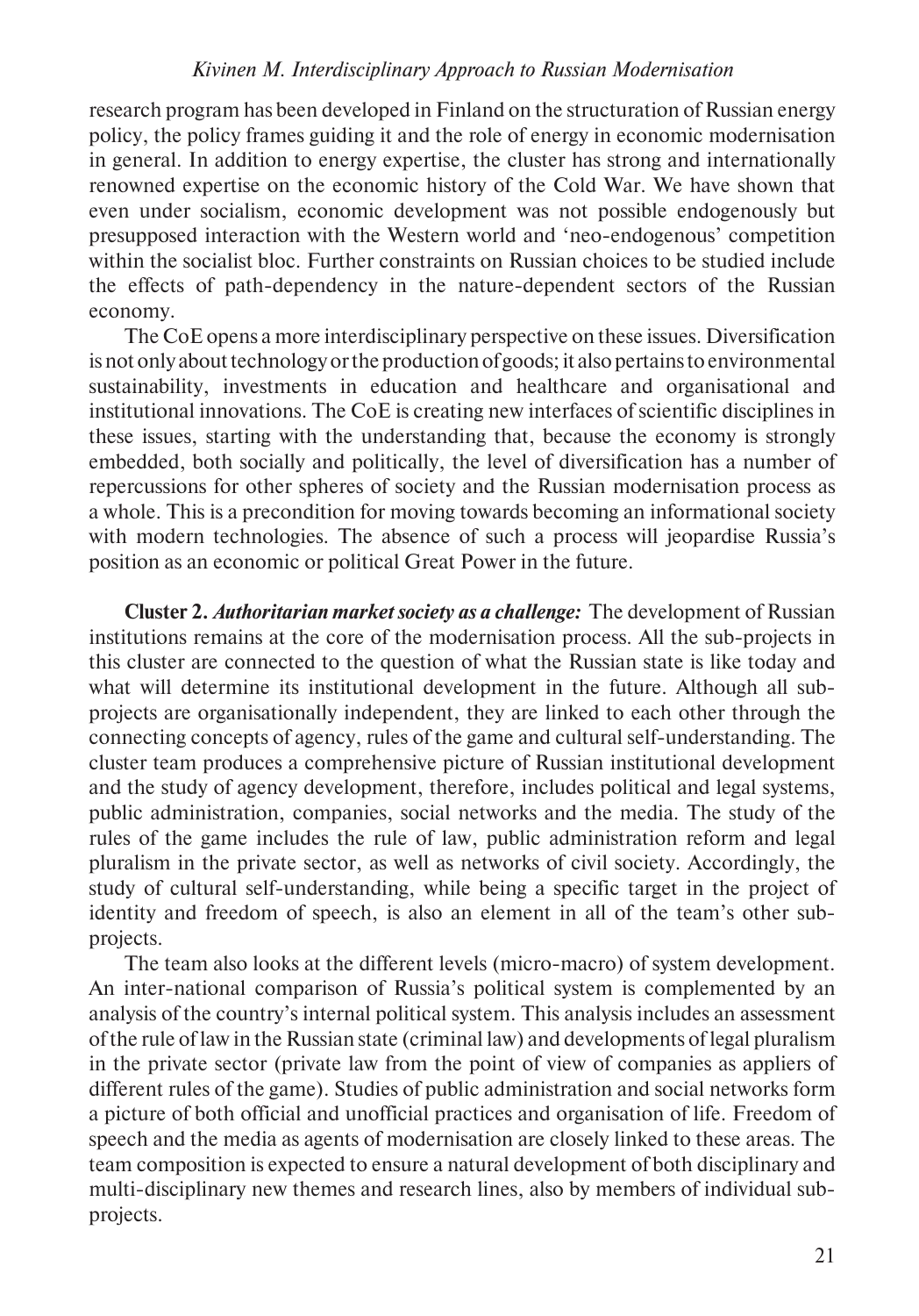research program has been developed in Finland on the structuration of Russian energy policy, the policy frames guiding it and the role of energy in economic modernisation in general. In addition to energy expertise, the cluster has strong and internationally renowned expertise on the economic history of the Cold War. We have shown that even under socialism, economic development was not possible endogenously but presupposed interaction with the Western world and 'neo-endogenous' competition within the socialist bloc. Further constraints on Russian choices to be studied include the effects of path-dependency in the nature-dependent sectors of the Russian economy.

The CoE opens a more interdisciplinary perspective on these issues. Diversification is not only about technology or the production of goods; it also pertains to environmental sustainability, investments in education and healthcare and organisational and institutional innovations. The CoE is creating new interfaces of scientific disciplines in these issues, starting with the understanding that, because the economy is strongly embedded, both socially and politically, the level of diversification has a number of repercussions for other spheres of society and the Russian modernisation process as a whole. This is a precondition for moving towards becoming an informational society with modern technologies. The absence of such a process will jeopardise Russia's position as an economic or political Great Power in the future.

**Cluster 2.** ***Authoritarian market society as a challenge:*** The development of Russian institutions remains at the core of the modernisation process. All the sub-projects in this cluster are connected to the question of what the Russian state is like today and what will determine its institutional development in the future. Although all sub-projects are organisationally independent, they are linked to each other through the connecting concepts of agency, rules of the game and cultural self-understanding. The cluster team produces a comprehensive picture of Russian institutional development and the study of agency development, therefore, includes political and legal systems, public administration, companies, social networks and the media. The study of the rules of the game includes the rule of law, public administration reform and legal pluralism in the private sector, as well as networks of civil society. Accordingly, the study of cultural self-understanding, while being a specific target in the project of identity and freedom of speech, is also an element in all of the team's other sub-projects.

The team also looks at the different levels (micro-macro) of system development. An inter-national comparison of Russia's political system is complemented by an analysis of the country's internal political system. This analysis includes an assessment of the rule of law in the Russian state (criminal law) and developments of legal pluralism in the private sector (private law from the point of view of companies as appliers of different rules of the game). Studies of public administration and social networks form a picture of both official and unofficial practices and organisation of life. Freedom of speech and the media as agents of modernisation are closely linked to these areas. The team composition is expected to ensure a natural development of both disciplinary and multi-disciplinary new themes and research lines, also by members of individual sub-projects.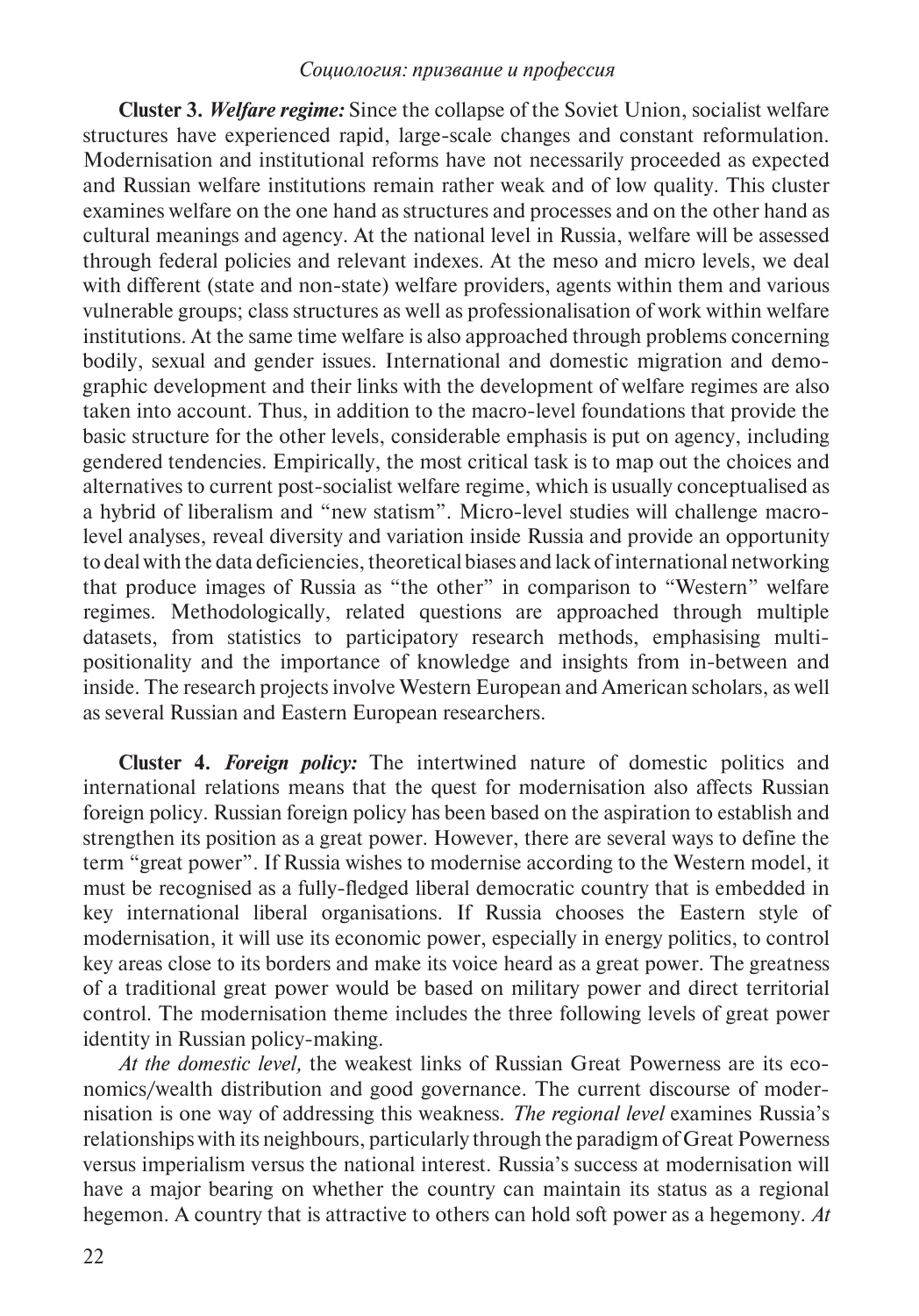**Cluster 3.** ***Welfare regime:*** Since the collapse of the Soviet Union, socialist welfare structures have experienced rapid, large-scale changes and constant reformulation. Modernisation and institutional reforms have not necessarily proceeded as expected and Russian welfare institutions remain rather weak and of low quality. This cluster examines welfare on the one hand as structures and processes and on the other hand as cultural meanings and agency. At the national level in Russia, welfare will be assessed through federal policies and relevant indexes. At the meso and micro levels, we deal with different (state and non-state) welfare providers, agents within them and various vulnerable groups; class structures as well as professionalisation of work within welfare institutions. At the same time welfare is also approached through problems concerning bodily, sexual and gender issues. International and domestic migration and demographic development and their links with the development of welfare regimes are also taken into account. Thus, in addition to the macro-level foundations that provide the basic structure for the other levels, considerable emphasis is put on agency, including gendered tendencies. Empirically, the most critical task is to map out the choices and alternatives to current post-socialist welfare regime, which is usually conceptualised as a hybrid of liberalism and "new statism". Micro-level studies will challenge macro-level analyses, reveal diversity and variation inside Russia and provide an opportunity to deal with the data deficiencies, theoretical biases and lack of international networking that produce images of Russia as "the other" in comparison to "Western" welfare regimes. Methodologically, related questions are approached through multiple datasets, from statistics to participatory research methods, emphasising multi-positionality and the importance of knowledge and insights from in-between and inside. The research projects involve Western European and American scholars, as well as several Russian and Eastern European researchers.

**Cluster 4.** ***Foreign policy:*** The intertwined nature of domestic politics and international relations means that the quest for modernisation also affects Russian foreign policy. Russian foreign policy has been based on the aspiration to establish and strengthen its position as a great power. However, there are several ways to define the term "great power". If Russia wishes to modernise according to the Western model, it must be recognised as a fully-fledged liberal democratic country that is embedded in key international liberal organisations. If Russia chooses the Eastern style of modernisation, it will use its economic power, especially in energy politics, to control key areas close to its borders and make its voice heard as a great power. The greatness of a traditional great power would be based on military power and direct territorial control. The modernisation theme includes the three following levels of great power identity in Russian policy-making.

*At the domestic level,* the weakest links of Russian Great Powerness are its economics/wealth distribution and good governance. The current discourse of modernisation is one way of addressing this weakness. *The regional level* examines Russia's relationships with its neighbours, particularly through the paradigm of Great Powerness versus imperialism versus the national interest. Russia's success at modernisation will have a major bearing on whether the country can maintain its status as a regional hegemon. A country that is attractive to others can hold soft power as a hegemony. *At*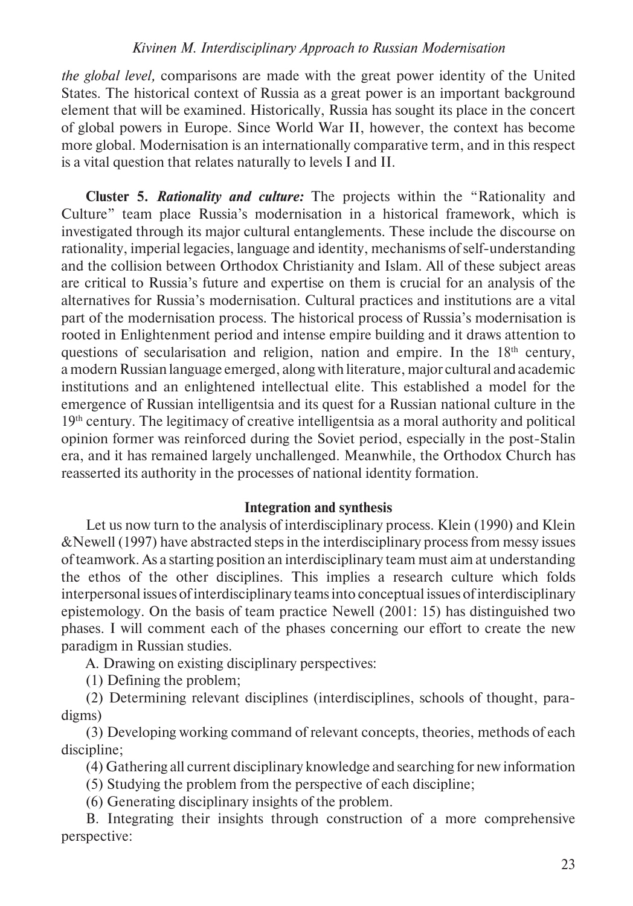*the global level,* comparisons are made with the great power identity of the United States. The historical context of Russia as a great power is an important background element that will be examined. Historically, Russia has sought its place in the concert of global powers in Europe. Since World War II, however, the context has become more global. Modernisation is an internationally comparative term, and in this respect is a vital question that relates naturally to levels I and II.

**Cluster 5.** ***Rationality and culture:*** The projects within the "Rationality and Culture" team place Russia's modernisation in a historical framework, which is investigated through its major cultural entanglements. These include the discourse on rationality, imperial legacies, language and identity, mechanisms of self-understanding and the collision between Orthodox Christianity and Islam. All of these subject areas are critical to Russia's future and expertise on them is crucial for an analysis of the alternatives for Russia's modernisation. Cultural practices and institutions are a vital part of the modernisation process. The historical process of Russia's modernisation is rooted in Enlightenment period and intense empire building and it draws attention to questions of secularisation and religion, nation and empire. In the 18th century, a modern Russian language emerged, along with literature, major cultural and academic institutions and an enlightened intellectual elite. This established a model for the emergence of Russian intelligentsia and its quest for a Russian national culture in the 19th century. The legitimacy of creative intelligentsia as a moral authority and political opinion former was reinforced during the Soviet period, especially in the post-Stalin era, and it has remained largely unchallenged. Meanwhile, the Orthodox Church has reasserted its authority in the processes of national identity formation.

## Integration and synthesis

Let us now turn to the analysis of interdisciplinary process. Klein (1990) and Klein &Newell (1997) have abstracted steps in the interdisciplinary process from messy issues of teamwork. As a starting position an interdisciplinary team must aim at understanding the ethos of the other disciplines. This implies a research culture which folds interpersonal issues of interdisciplinary teams into conceptual issues of interdisciplinary epistemology. On the basis of team practice Newell (2001: 15) has distinguished two phases. I will comment each of the phases concerning our effort to create the new paradigm in Russian studies.

A. Drawing on existing disciplinary perspectives:

(1) Defining the problem;

(2) Determining relevant disciplines (interdisciplines, schools of thought, paradigms)

(3) Developing working command of relevant concepts, theories, methods of each discipline;

(4) Gathering all current disciplinary knowledge and searching for new information

(5) Studying the problem from the perspective of each discipline;

(6) Generating disciplinary insights of the problem.

B. Integrating their insights through construction of a more comprehensive perspective: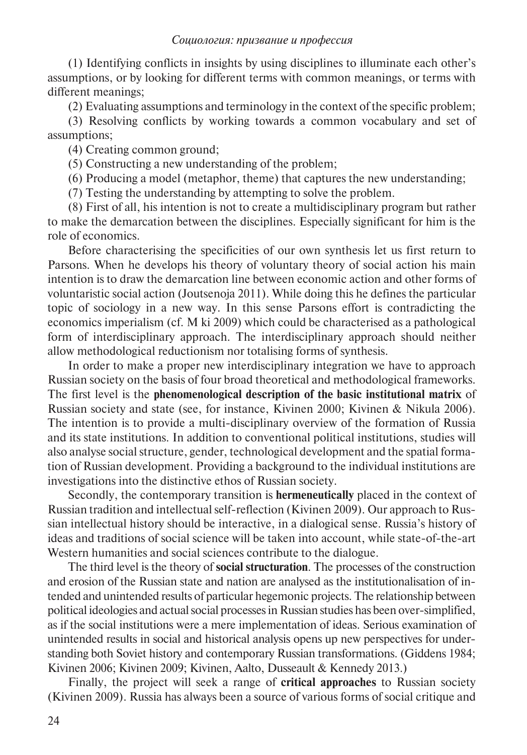(1) Identifying conflicts in insights by using disciplines to illuminate each other's assumptions, or by looking for different terms with common meanings, or terms with different meanings;

(2) Evaluating assumptions and terminology in the context of the specific problem;

(3) Resolving conflicts by working towards a common vocabulary and set of assumptions;

(4) Creating common ground;

(5) Constructing a new understanding of the problem;

(6) Producing a model (metaphor, theme) that captures the new understanding;

(7) Testing the understanding by attempting to solve the problem.

(8) First of all, his intention is not to create a multidisciplinary program but rather to make the demarcation between the disciplines. Especially significant for him is the role of economics.

Before characterising the specificities of our own synthesis let us first return to Parsons. When he develops his theory of voluntary theory of social action his main intention is to draw the demarcation line between economic action and other forms of voluntaristic social action (Joutsenoja 2011). While doing this he defines the particular topic of sociology in a new way. In this sense Parsons effort is contradicting the economics imperialism (cf. M ki 2009) which could be characterised as a pathological form of interdisciplinary approach. The interdisciplinary approach should neither allow methodological reductionism nor totalising forms of synthesis.

In order to make a proper new interdisciplinary integration we have to approach Russian society on the basis of four broad theoretical and methodological frameworks. The first level is the **phenomenological description of the basic institutional matrix** of Russian society and state (see, for instance, Kivinen 2000; Kivinen & Nikula 2006). The intention is to provide a multi-disciplinary overview of the formation of Russia and its state institutions. In addition to conventional political institutions, studies will also analyse social structure, gender, technological development and the spatial formation of Russian development. Providing a background to the individual institutions are investigations into the distinctive ethos of Russian society.

Secondly, the contemporary transition is **hermeneutically** placed in the context of Russian tradition and intellectual self-reflection (Kivinen 2009). Our approach to Russian intellectual history should be interactive, in a dialogical sense. Russia's history of ideas and traditions of social science will be taken into account, while state-of-the-art Western humanities and social sciences contribute to the dialogue.

The third level is the theory of **social structuration**. The processes of the construction and erosion of the Russian state and nation are analysed as the institutionalisation of intended and unintended results of particular hegemonic projects. The relationship between political ideologies and actual social processes in Russian studies has been over-simplified, as if the social institutions were a mere implementation of ideas. Serious examination of unintended results in social and historical analysis opens up new perspectives for understanding both Soviet history and contemporary Russian transformations. (Giddens 1984; Kivinen 2006; Kivinen 2009; Kivinen, Aalto, Dusseault & Kennedy 2013.)

Finally, the project will seek a range of **critical approaches** to Russian society (Kivinen 2009). Russia has always been a source of various forms of social critique and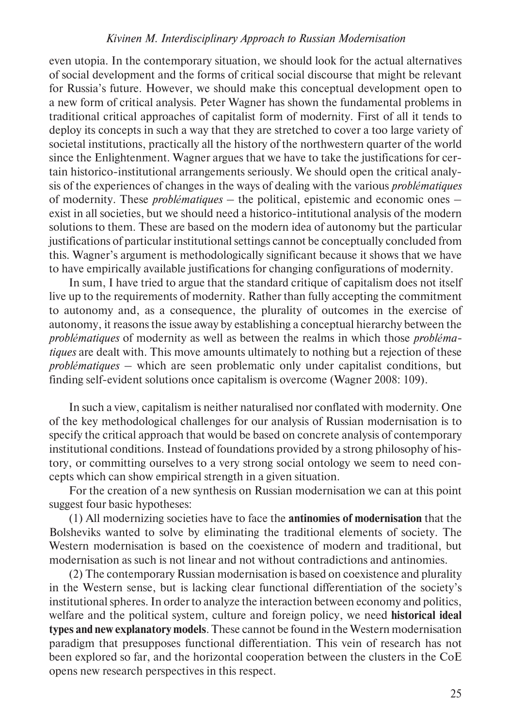even utopia. In the contemporary situation, we should look for the actual alternatives of social development and the forms of critical social discourse that might be relevant for Russia's future. However, we should make this conceptual development open to a new form of critical analysis. Peter Wagner has shown the fundamental problems in traditional critical approaches of capitalist form of modernity. First of all it tends to deploy its concepts in such a way that they are stretched to cover a too large variety of societal institutions, practically all the history of the northwestern quarter of the world since the Enlightenment. Wagner argues that we have to take the justifications for certain historico-institutional arrangements seriously. We should open the critical analysis of the experiences of changes in the ways of dealing with the various *problématiques* of modernity. These *problématiques* – the political, epistemic and economic ones – exist in all societies, but we should need a historico-intitutional analysis of the modern solutions to them. These are based on the modern idea of autonomy but the particular justifications of particular institutional settings cannot be conceptually concluded from this. Wagner's argument is methodologically significant because it shows that we have to have empirically available justifications for changing configurations of modernity.

In sum, I have tried to argue that the standard critique of capitalism does not itself live up to the requirements of modernity. Rather than fully accepting the commitment to autonomy and, as a consequence, the plurality of outcomes in the exercise of autonomy, it reasons the issue away by establishing a conceptual hierarchy between the *problématiques* of modernity as well as between the realms in which those *problématiques* are dealt with. This move amounts ultimately to nothing but a rejection of these *problématiques* – which are seen problematic only under capitalist conditions, but finding self-evident solutions once capitalism is overcome (Wagner 2008: 109).

In such a view, capitalism is neither naturalised nor conflated with modernity. One of the key methodological challenges for our analysis of Russian modernisation is to specify the critical approach that would be based on concrete analysis of contemporary institutional conditions. Instead of foundations provided by a strong philosophy of history, or committing ourselves to a very strong social ontology we seem to need concepts which can show empirical strength in a given situation.

For the creation of a new synthesis on Russian modernisation we can at this point suggest four basic hypotheses:

(1) All modernizing societies have to face the **antinomies of modernisation** that the Bolsheviks wanted to solve by eliminating the traditional elements of society. The Western modernisation is based on the coexistence of modern and traditional, but modernisation as such is not linear and not without contradictions and antinomies.

(2) The contemporary Russian modernisation is based on coexistence and plurality in the Western sense, but is lacking clear functional differentiation of the society's institutional spheres. In order to analyze the interaction between economy and politics, welfare and the political system, culture and foreign policy, we need **historical ideal types and new explanatory models**. These cannot be found in the Western modernisation paradigm that presupposes functional differentiation. This vein of research has not been explored so far, and the horizontal cooperation between the clusters in the CoE opens new research perspectives in this respect.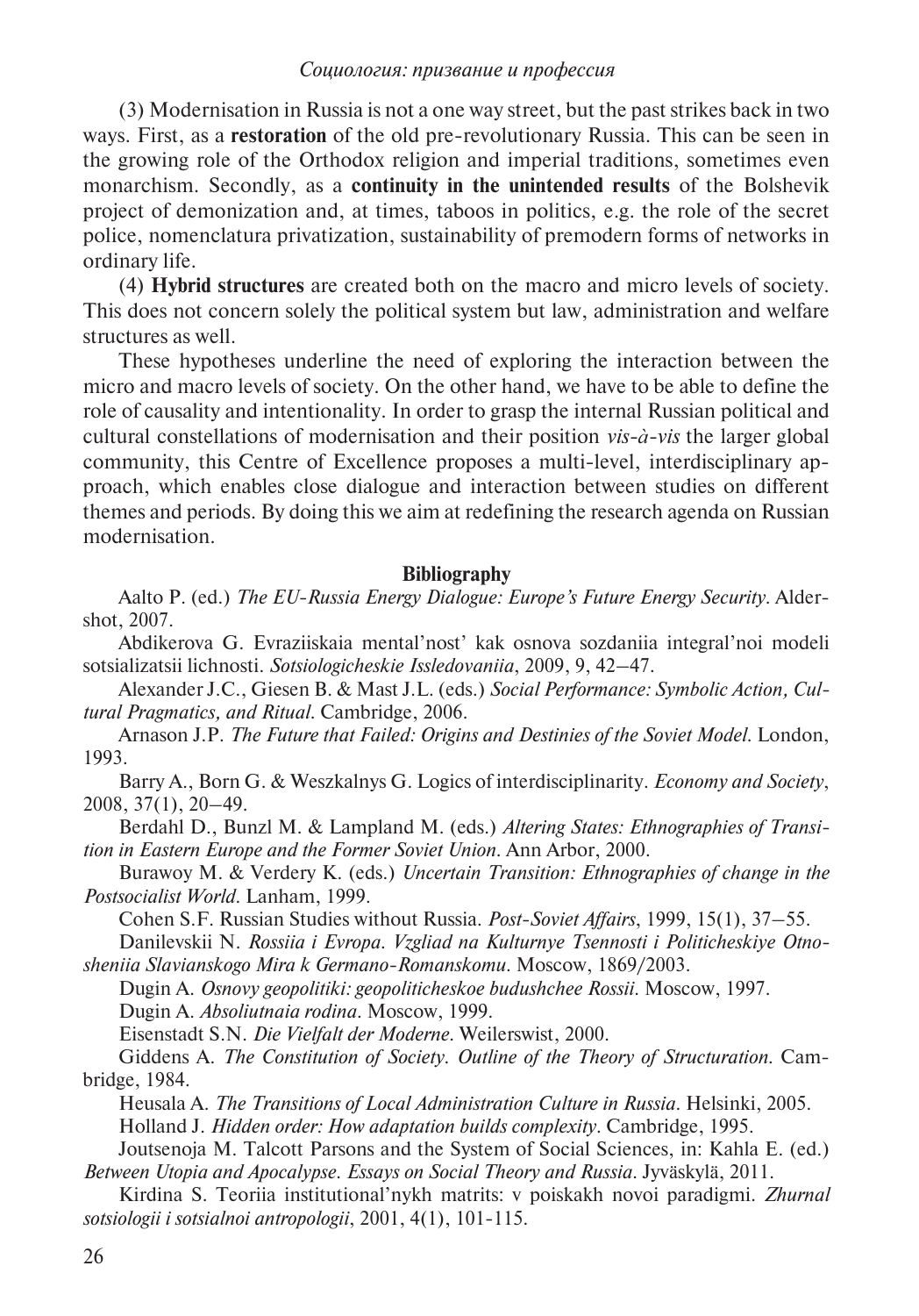(3) Modernisation in Russia is not a one way street, but the past strikes back in two ways. First, as a **restoration** of the old pre-revolutionary Russia. This can be seen in the growing role of the Orthodox religion and imperial traditions, sometimes even monarchism. Secondly, as a **continuity in the unintended results** of the Bolshevik project of demonization and, at times, taboos in politics, e.g. the role of the secret police, nomenclatura privatization, sustainability of premodern forms of networks in ordinary life.

(4) **Hybrid structures** are created both on the macro and micro levels of society. This does not concern solely the political system but law, administration and welfare structures as well.

These hypotheses underline the need of exploring the interaction between the micro and macro levels of society. On the other hand, we have to be able to define the role of causality and intentionality. In order to grasp the internal Russian political and cultural constellations of modernisation and their position *vis-à-vis* the larger global community, this Centre of Excellence proposes a multi-level, interdisciplinary approach, which enables close dialogue and interaction between studies on different themes and periods. By doing this we aim at redefining the research agenda on Russian modernisation.

## Bibliography

Aalto P. (ed.) *The EU-Russia Energy Dialogue: Europe's Future Energy Security*. Aldershot, 2007.

Abdikerova G. Evraziiskaia mental'nost' kak osnova sozdaniia integral'noi modeli sotsializatsii lichnosti. *Sotsiologicheskie Issledovaniia*, 2009, 9, 42–47.

Alexander J.C., Giesen B. & Mast J.L. (eds.) *Social Performance: Symbolic Action, Cultural Pragmatics, and Ritual*. Cambridge, 2006.

Arnason J.P. *The Future that Failed: Origins and Destinies of the Soviet Model*. London, 1993.

Barry A., Born G. & Weszkalnys G. Logics of interdisciplinarity. *Economy and Society*, 2008, 37(1), 20–49.

Berdahl D., Bunzl M. & Lampland M. (eds.) *Altering States: Ethnographies of Transition in Eastern Europe and the Former Soviet Union*. Ann Arbor, 2000.

Burawoy M. & Verdery K. (eds.) *Uncertain Transition: Ethnographies of change in the Postsocialist World*. Lanham, 1999.

Cohen S.F. Russian Studies without Russia. *Post-Soviet Affairs*, 1999, 15(1), 37–55.

Danilevskii N. *Rossiia i Evropa. Vzgliad na Kulturnye Tsennosti i Politicheskiye Otnosheniia Slavianskogo Mira k Germano-Romanskomu*. Moscow, 1869/2003.

Dugin A. *Osnovy geopolitiki: geopoliticheskoe budushchee Rossii*. Moscow, 1997.

Dugin A. *Absoliutnaia rodina*. Moscow, 1999.

Eisenstadt S.N. *Die Vielfalt der Moderne*. Weilerswist, 2000.

Giddens A. *The Constitution of Society. Outline of the Theory of Structuration*. Cambridge, 1984.

Heusala A. *The Transitions of Local Administration Culture in Russia*. Helsinki, 2005.

Holland J. *Hidden order: How adaptation builds complexity*. Cambridge, 1995.

Joutsenoja M. Talcott Parsons and the System of Social Sciences, in: Kahla E. (ed.) *Between Utopia and Apocalypse. Essays on Social Theory and Russia*. Jyväskylä, 2011.

Kirdina S. Teoriia institutional'nykh matrits: v poiskakh novoi paradigmi. *Zhurnal sotsiologii i sotsialnoi antropologii*, 2001, 4(1), 101-115.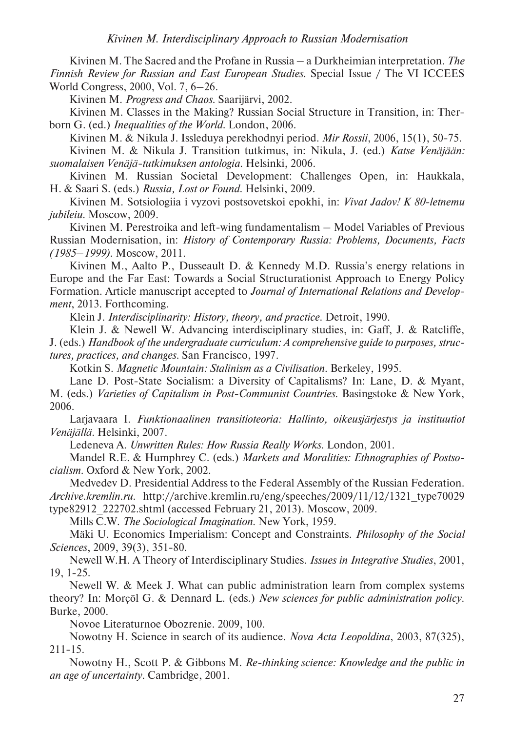Kivinen M. The Sacred and the Profane in Russia – a Durkheimian interpretation. *The Finnish Review for Russian and East European Studies*. Special Issue / The VI ICCEES World Congress, 2000, Vol. 7, 6–26.

Kivinen M. *Progress and Chaos*. Saarijärvi, 2002.

Kivinen M. Classes in the Making? Russian Social Structure in Transition, in: Therborn G. (ed.) *Inequalities of the World*. London, 2006.

Kivinen M. & Nikula J. Issleduya perekhodnyi period. *Mir Rossii*, 2006, 15(1), 50-75.

Kivinen M. & Nikula J. Transition tutkimus, in: Nikula, J. (ed.) *Katse Venäjään: suomalaisen Venäjä-tutkimuksen antologia*. Helsinki, 2006.

Kivinen M. Russian Societal Development: Challenges Open, in: Haukkala, H. & Saari S. (eds.) *Russia, Lost or Found*. Helsinki, 2009.

Kivinen M. Sotsiologiia i vyzovi postsovetskoi epokhi, in: *Vivat Jadov! K 80-letnemu jubileiu*. Moscow, 2009.

Kivinen M. Perestroika and left-wing fundamentalism – Model Variables of Previous Russian Modernisation, in: *History of Contemporary Russia: Problems, Documents, Facts (1985–1999)*. Moscow, 2011.

Kivinen M., Aalto P., Dusseault D. & Kennedy M.D. Russia's energy relations in Europe and the Far East: Towards a Social Structurationist Approach to Energy Policy Formation. Article manuscript accepted to *Journal of International Relations and Development*, 2013. Forthcoming.

Klein J. *Interdisciplinarity: History, theory, and practice*. Detroit, 1990.

Klein J. & Newell W. Advancing interdisciplinary studies, in: Gaff, J. & Ratcliffe, J. (eds.) *Handbook of the undergraduate curriculum: A comprehensive guide to purposes, structures, practices, and changes*. San Francisco, 1997.

Kotkin S. *Magnetic Mountain: Stalinism as a Civilisation*. Berkeley, 1995.

Lane D. Post-State Socialism: a Diversity of Capitalisms? In: Lane, D. & Myant, M. (eds.) *Varieties of Capitalism in Post-Communist Countries*. Basingstoke & New York, 2006.

Larjavaara I. *Funktionaalinen transitioteoria: Hallinto, oikeusjärjestys ja instituutiot Venäjällä*. Helsinki, 2007.

Ledeneva A. *Unwritten Rules: How Russia Really Works*. London, 2001.

Mandel R.E. & Humphrey C. (eds.) *Markets and Moralities: Ethnographies of Postsocialism*. Oxford & New York, 2002.

Medvedev D. Presidential Address to the Federal Assembly of the Russian Federation. *Archive.kremlin.ru*. http://archive.kremlin.ru/eng/speeches/2009/11/12/1321_type70029type82912_222702.shtml (accessed February 21, 2013). Moscow, 2009.

Mills C.W. *The Sociological Imagination*. New York, 1959.

Mäki U. Economics Imperialism: Concept and Constraints. *Philosophy of the Social Sciences*, 2009, 39(3), 351-80.

Newell W.H. A Theory of Interdisciplinary Studies. *Issues in Integrative Studies*, 2001, 19, 1-25.

Newell W. & Meek J. What can public administration learn from complex systems theory? In: Morçöl G. & Dennard L. (eds.) *New sciences for public administration policy*. Burke, 2000.

Novoe Literaturnoe Obozrenie. 2009, 100.

Nowotny H. Science in search of its audience. *Nova Acta Leopoldina*, 2003, 87(325), 211-15.

Nowotny H., Scott P. & Gibbons M. *Re-thinking science: Knowledge and the public in an age of uncertainty*. Cambridge, 2001.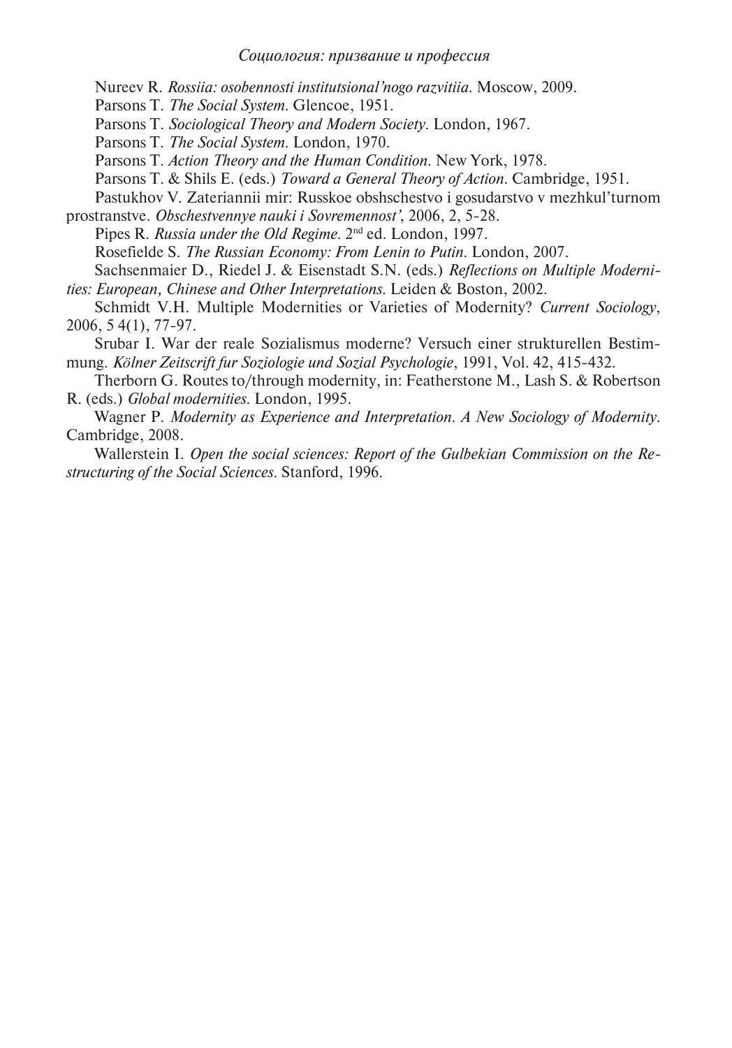Nureev R. *Rossiia: osobennosti institutsional'nogo razvitiia*. Moscow, 2009.

Parsons T. *The Social System*. Glencoe, 1951.

Parsons T. *Sociological Theory and Modern Society*. London, 1967.

Parsons T. *The Social System*. London, 1970.

Parsons T. *Action Theory and the Human Condition*. New York, 1978.

Parsons T. & Shils E. (eds.) *Toward a General Theory of Action*. Cambridge, 1951.

Pastukhov V. Zateriannii mir: Russkoe obshschestvo i gosudarstvo v mezhkul'turnom prostranstve. *Obschestvennye nauki i Sovremennost'*, 2006, 2, 5-28.

Pipes R. *Russia under the Old Regime*. 2nd ed. London, 1997.

Rosefielde S. *The Russian Economy: From Lenin to Putin*. London, 2007.

Sachsenmaier D., Riedel J. & Eisenstadt S.N. (eds.) *Reflections on Multiple Modernities: European, Chinese and Other Interpretations*. Leiden & Boston, 2002.

Schmidt V.H. Multiple Modernities or Varieties of Modernity? *Current Sociology*, 2006, 5 4(1), 77-97.

Srubar I. War der reale Sozialismus moderne? Versuch einer strukturellen Bestimmung. *Kölner Zeitscrift fur Soziologie und Sozial Psychologie*, 1991, Vol. 42, 415-432.

Therborn G. Routes to/through modernity, in: Featherstone M., Lash S. & Robertson R. (eds.) *Global modernities*. London, 1995.

Wagner P. *Modernity as Experience and Interpretation. A New Sociology of Modernity*. Cambridge, 2008.

Wallerstein I. *Open the social sciences: Report of the Gulbekian Commission on the Restructuring of the Social Sciences*. Stanford, 1996.